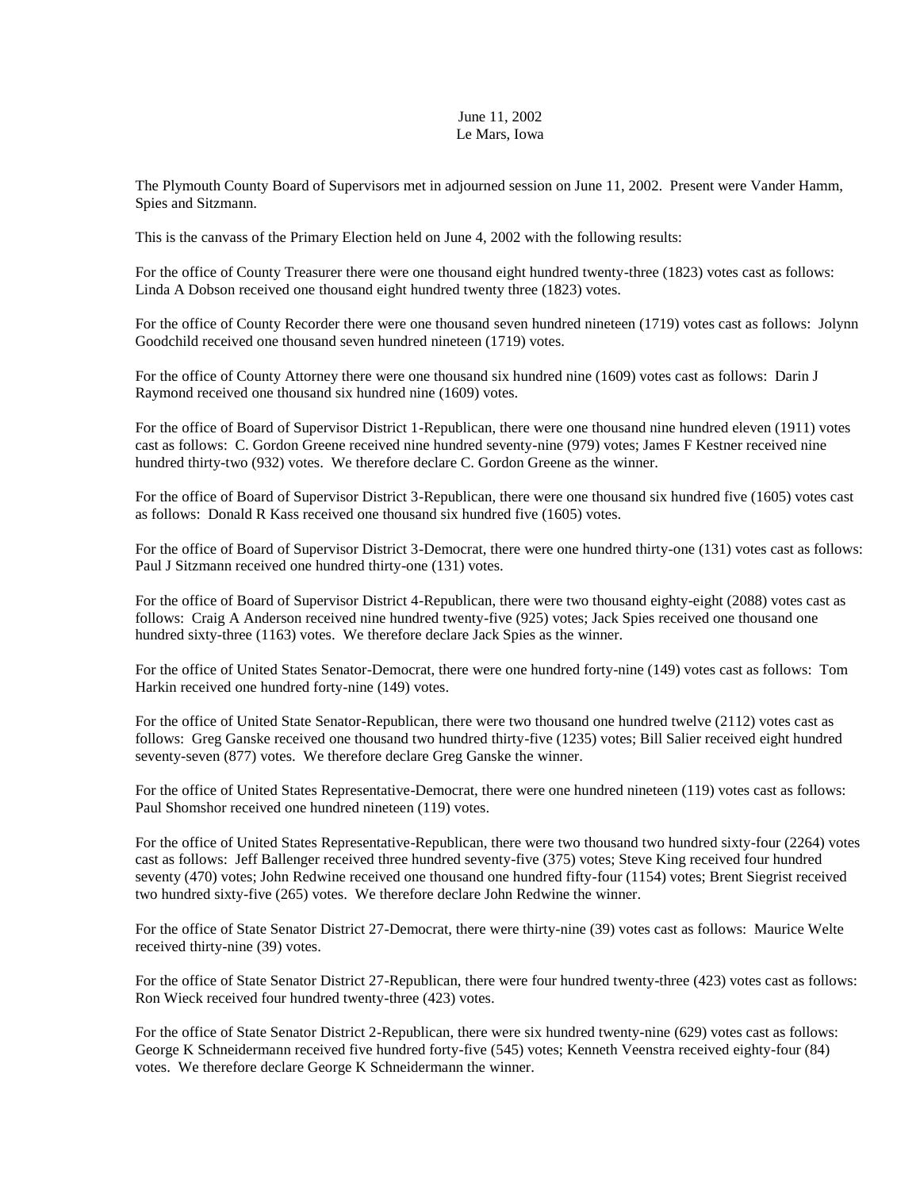June 11, 2002
Le Mars, Iowa

The Plymouth County Board of Supervisors met in adjourned session on June 11, 2002. Present were Vander Hamm, Spies and Sitzmann.

This is the canvass of the Primary Election held on June 4, 2002 with the following results:

For the office of County Treasurer there were one thousand eight hundred twenty-three (1823) votes cast as follows: Linda A Dobson received one thousand eight hundred twenty three (1823) votes.

For the office of County Recorder there were one thousand seven hundred nineteen (1719) votes cast as follows: Jolynn Goodchild received one thousand seven hundred nineteen (1719) votes.

For the office of County Attorney there were one thousand six hundred nine (1609) votes cast as follows: Darin J Raymond received one thousand six hundred nine (1609) votes.

For the office of Board of Supervisor District 1-Republican, there were one thousand nine hundred eleven (1911) votes cast as follows: C. Gordon Greene received nine hundred seventy-nine (979) votes; James F Kestner received nine hundred thirty-two (932) votes. We therefore declare C. Gordon Greene as the winner.

For the office of Board of Supervisor District 3-Republican, there were one thousand six hundred five (1605) votes cast as follows: Donald R Kass received one thousand six hundred five (1605) votes.

For the office of Board of Supervisor District 3-Democrat, there were one hundred thirty-one (131) votes cast as follows: Paul J Sitzmann received one hundred thirty-one (131) votes.

For the office of Board of Supervisor District 4-Republican, there were two thousand eighty-eight (2088) votes cast as follows: Craig A Anderson received nine hundred twenty-five (925) votes; Jack Spies received one thousand one hundred sixty-three (1163) votes. We therefore declare Jack Spies as the winner.

For the office of United States Senator-Democrat, there were one hundred forty-nine (149) votes cast as follows: Tom Harkin received one hundred forty-nine (149) votes.

For the office of United State Senator-Republican, there were two thousand one hundred twelve (2112) votes cast as follows: Greg Ganske received one thousand two hundred thirty-five (1235) votes; Bill Salier received eight hundred seventy-seven (877) votes. We therefore declare Greg Ganske the winner.

For the office of United States Representative-Democrat, there were one hundred nineteen (119) votes cast as follows: Paul Shomshor received one hundred nineteen (119) votes.

For the office of United States Representative-Republican, there were two thousand two hundred sixty-four (2264) votes cast as follows: Jeff Ballenger received three hundred seventy-five (375) votes; Steve King received four hundred seventy (470) votes; John Redwine received one thousand one hundred fifty-four (1154) votes; Brent Siegrist received two hundred sixty-five (265) votes. We therefore declare John Redwine the winner.

For the office of State Senator District 27-Democrat, there were thirty-nine (39) votes cast as follows: Maurice Welte received thirty-nine (39) votes.

For the office of State Senator District 27-Republican, there were four hundred twenty-three (423) votes cast as follows: Ron Wieck received four hundred twenty-three (423) votes.

For the office of State Senator District 2-Republican, there were six hundred twenty-nine (629) votes cast as follows: George K Schneidermann received five hundred forty-five (545) votes; Kenneth Veenstra received eighty-four (84) votes. We therefore declare George K Schneidermann the winner.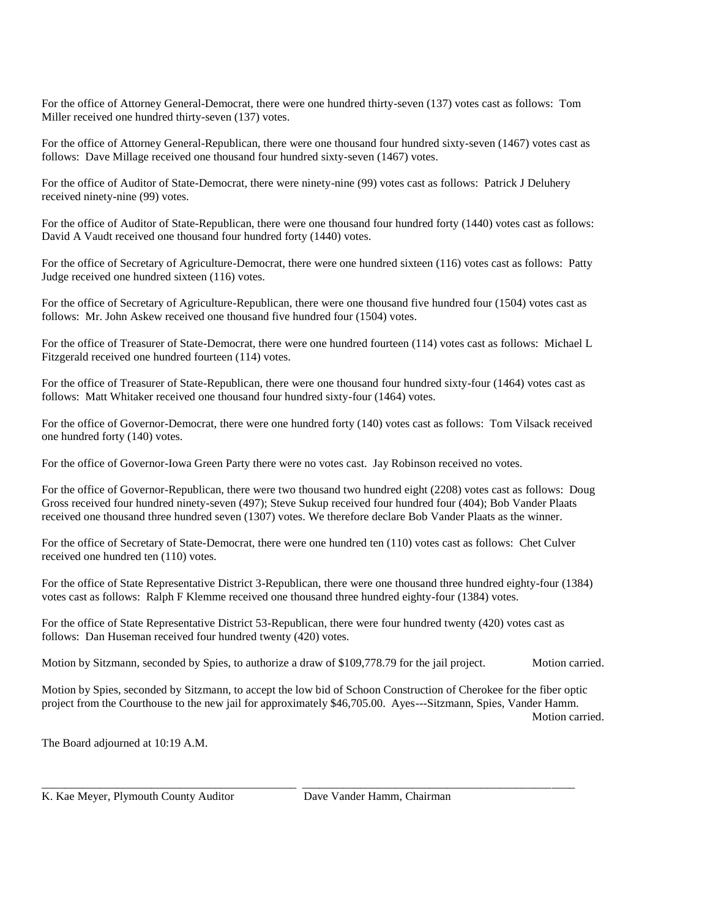For the office of Attorney General-Democrat, there were one hundred thirty-seven (137) votes cast as follows: Tom Miller received one hundred thirty-seven (137) votes.

For the office of Attorney General-Republican, there were one thousand four hundred sixty-seven (1467) votes cast as follows: Dave Millage received one thousand four hundred sixty-seven (1467) votes.

For the office of Auditor of State-Democrat, there were ninety-nine (99) votes cast as follows: Patrick J Deluhery received ninety-nine (99) votes.

For the office of Auditor of State-Republican, there were one thousand four hundred forty (1440) votes cast as follows: David A Vaudt received one thousand four hundred forty (1440) votes.

For the office of Secretary of Agriculture-Democrat, there were one hundred sixteen (116) votes cast as follows: Patty Judge received one hundred sixteen (116) votes.

For the office of Secretary of Agriculture-Republican, there were one thousand five hundred four (1504) votes cast as follows: Mr. John Askew received one thousand five hundred four (1504) votes.

For the office of Treasurer of State-Democrat, there were one hundred fourteen (114) votes cast as follows: Michael L Fitzgerald received one hundred fourteen (114) votes.

For the office of Treasurer of State-Republican, there were one thousand four hundred sixty-four (1464) votes cast as follows: Matt Whitaker received one thousand four hundred sixty-four (1464) votes.

For the office of Governor-Democrat, there were one hundred forty (140) votes cast as follows: Tom Vilsack received one hundred forty (140) votes.

For the office of Governor-Iowa Green Party there were no votes cast. Jay Robinson received no votes.

For the office of Governor-Republican, there were two thousand two hundred eight (2208) votes cast as follows: Doug Gross received four hundred ninety-seven (497); Steve Sukup received four hundred four (404); Bob Vander Plaats received one thousand three hundred seven (1307) votes. We therefore declare Bob Vander Plaats as the winner.

For the office of Secretary of State-Democrat, there were one hundred ten (110) votes cast as follows: Chet Culver received one hundred ten (110) votes.

For the office of State Representative District 3-Republican, there were one thousand three hundred eighty-four (1384) votes cast as follows: Ralph F Klemme received one thousand three hundred eighty-four (1384) votes.

For the office of State Representative District 53-Republican, there were four hundred twenty (420) votes cast as follows: Dan Huseman received four hundred twenty (420) votes.

Motion by Sitzmann, seconded by Spies, to authorize a draw of $109,778.79 for the jail project. Motion carried.

Motion by Spies, seconded by Sitzmann, to accept the low bid of Schoon Construction of Cherokee for the fiber optic project from the Courthouse to the new jail for approximately $46,705.00. Ayes---Sitzmann, Spies, Vander Hamm. Motion carried.

The Board adjourned at 10:19 A.M.

_______________________________________ _______________________________________

K. Kae Meyer, Plymouth County Auditor Dave Vander Hamm, Chairman